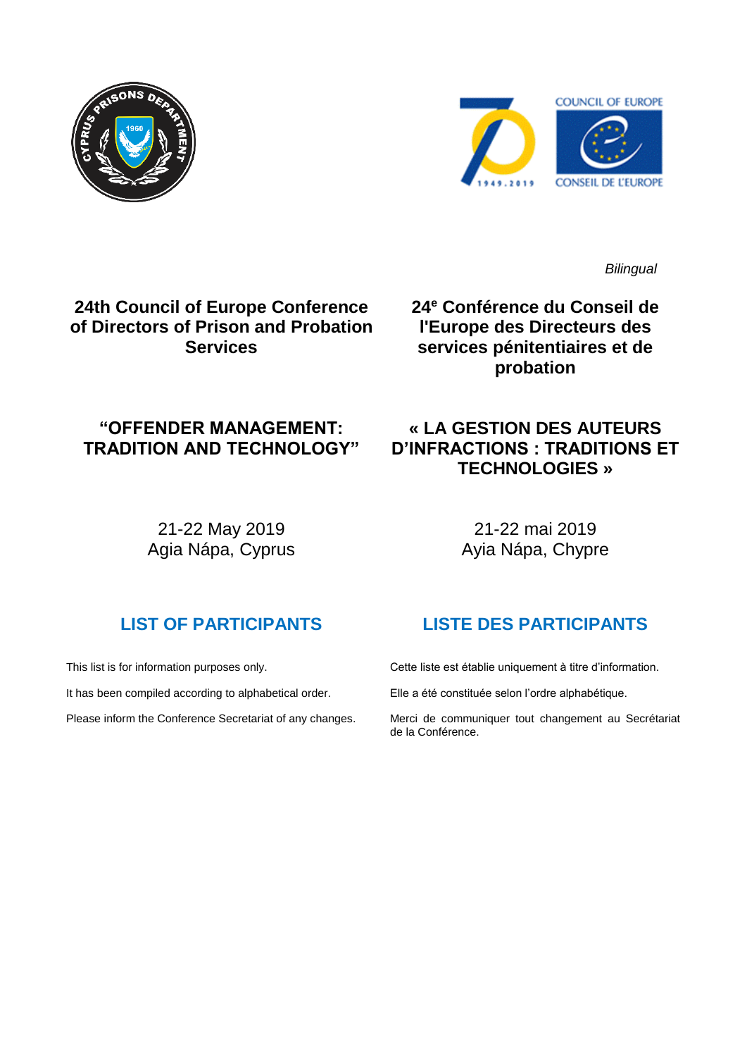*Bilingual*

# 24th Council of Europe Conference of Directors of Prison and Probation Services

# 24e Conférence du Conseil de l'Europe des Directeurs des services pénitentiaires et de probation

## "OFFENDER MANAGEMENT: TRADITION AND TECHNOLOGY"

## « LA GESTION DES AUTEURS D'INFRACTIONS : TRADITIONS ET TECHNOLOGIES »

21-22 May 2019
Agia Nápa, Cyprus

21-22 mai 2019
Ayia Nápa, Chypre

## LIST OF PARTICIPANTS

This list is for information purposes only.

It has been compiled according to alphabetical order.

Please inform the Conference Secretariat of any changes.

## LISTE DES PARTICIPANTS

Cette liste est établie uniquement à titre d'information.

Elle a été constituée selon l'ordre alphabétique.

Merci de communiquer tout changement au Secrétariat de la Conférence.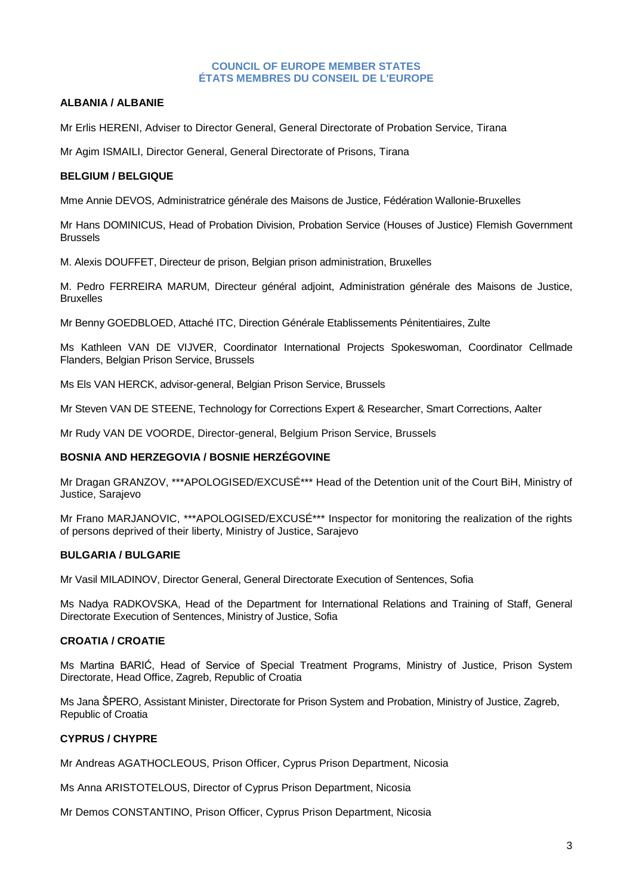## COUNCIL OF EUROPE MEMBER STATES
## ÉTATS MEMBRES DU CONSEIL DE L'EUROPE

### ALBANIA / ALBANIE

Mr Erlis HERENI, Adviser to Director General, General Directorate of Probation Service, Tirana

Mr Agim ISMAILI, Director General, General Directorate of Prisons, Tirana

### BELGIUM / BELGIQUE

Mme Annie DEVOS, Administratrice générale des Maisons de Justice, Fédération Wallonie-Bruxelles

Mr Hans DOMINICUS, Head of Probation Division, Probation Service (Houses of Justice) Flemish Government Brussels

M. Alexis DOUFFET, Directeur de prison, Belgian prison administration, Bruxelles

M. Pedro FERREIRA MARUM, Directeur général adjoint, Administration générale des Maisons de Justice, Bruxelles

Mr Benny GOEDBLOED, Attaché ITC, Direction Générale Etablissements Pénitentiaires, Zulte

Ms Kathleen VAN DE VIJVER, Coordinator International Projects Spokeswoman, Coordinator Cellmade Flanders, Belgian Prison Service, Brussels

Ms Els VAN HERCK, advisor-general, Belgian Prison Service, Brussels

Mr Steven VAN DE STEENE, Technology for Corrections Expert & Researcher, Smart Corrections, Aalter

Mr Rudy VAN DE VOORDE, Director-general, Belgium Prison Service, Brussels

### BOSNIA AND HERZEGOVIA / BOSNIE HERZÉGOVINE

Mr Dragan GRANZOV, ***APOLOGISED/EXCUSÉ*** Head of the Detention unit of the Court BiH, Ministry of Justice, Sarajevo

Mr Frano MARJANOVIC, ***APOLOGISED/EXCUSÉ*** Inspector for monitoring the realization of the rights of persons deprived of their liberty, Ministry of Justice, Sarajevo

### BULGARIA / BULGARIE

Mr Vasil MILADINOV, Director General, General Directorate Execution of Sentences, Sofia

Ms Nadya RADKOVSKA, Head of the Department for International Relations and Training of Staff, General Directorate Execution of Sentences, Ministry of Justice, Sofia

### CROATIA / CROATIE

Ms Martina BARIĆ, Head of Service of Special Treatment Programs, Ministry of Justice, Prison System Directorate, Head Office, Zagreb, Republic of Croatia

Ms Jana ŠPERO, Assistant Minister, Directorate for Prison System and Probation, Ministry of Justice, Zagreb, Republic of Croatia

### CYPRUS / CHYPRE

Mr Andreas AGATHOCLEOUS, Prison Officer, Cyprus Prison Department, Nicosia

Ms Anna ARISTOTELOUS, Director of Cyprus Prison Department, Nicosia

Mr Demos CONSTANTINO, Prison Officer, Cyprus Prison Department, Nicosia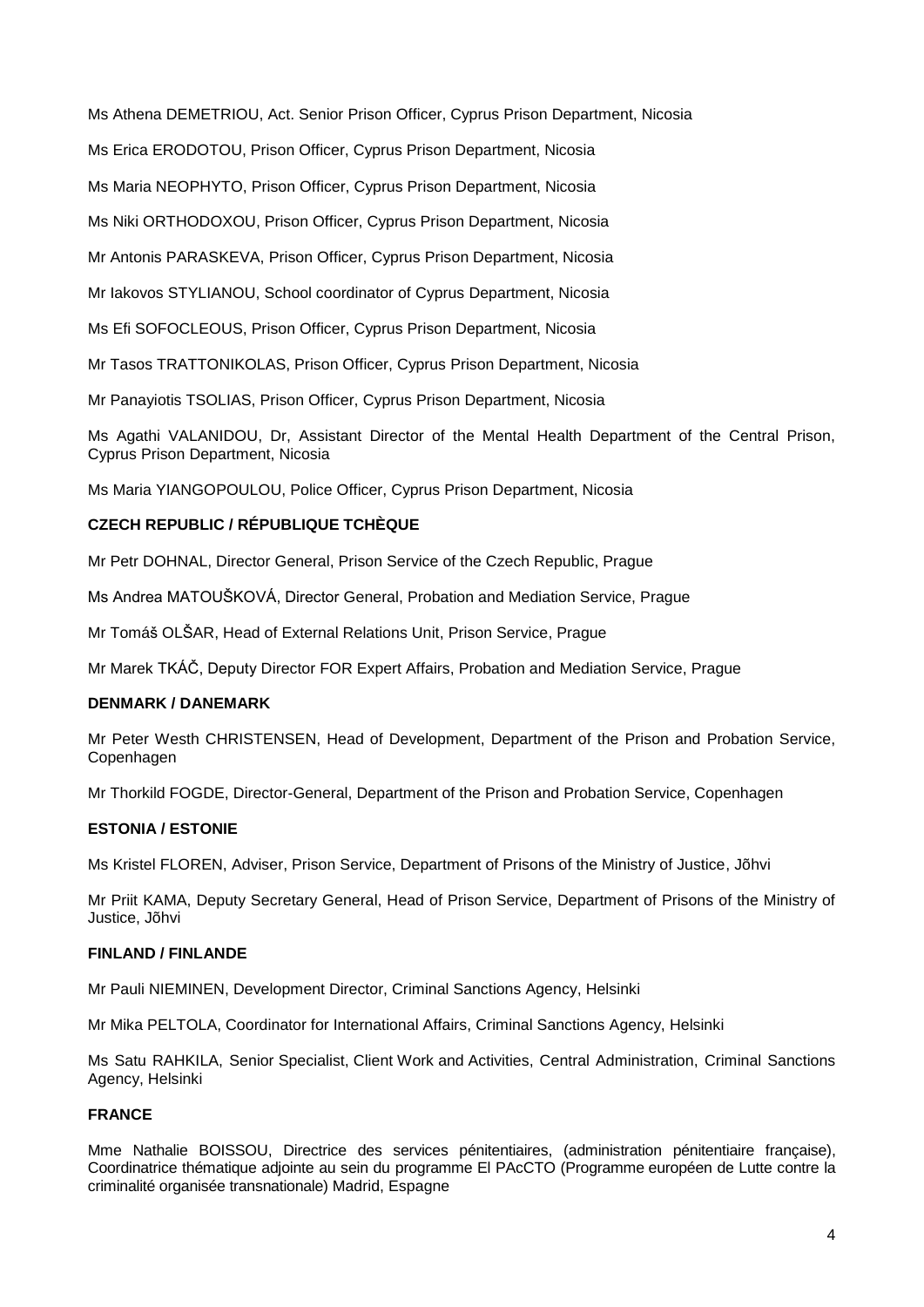Ms Athena DEMETRIOU, Act. Senior Prison Officer, Cyprus Prison Department, Nicosia

Ms Erica ERODOTOU, Prison Officer, Cyprus Prison Department, Nicosia

Ms Maria NEOPHYTO, Prison Officer, Cyprus Prison Department, Nicosia

Ms Niki ORTHODOXOU, Prison Officer, Cyprus Prison Department, Nicosia

Mr Antonis PARASKEVA, Prison Officer, Cyprus Prison Department, Nicosia

Mr Iakovos STYLIANOU, School coordinator of Cyprus Department, Nicosia

Ms Efi SOFOCLEOUS, Prison Officer, Cyprus Prison Department, Nicosia

Mr Tasos TRATTONIKOLAS, Prison Officer, Cyprus Prison Department, Nicosia

Mr Panayiotis TSOLIAS, Prison Officer, Cyprus Prison Department, Nicosia

Ms Agathi VALANIDOU, Dr, Assistant Director of the Mental Health Department of the Central Prison, Cyprus Prison Department, Nicosia

Ms Maria YIANGOPOULOU, Police Officer, Cyprus Prison Department, Nicosia

**CZECH REPUBLIC / RÉPUBLIQUE TCHÈQUE**

Mr Petr DOHNAL, Director General, Prison Service of the Czech Republic, Prague

Ms Andrea MATOUŠKOVÁ, Director General, Probation and Mediation Service, Prague

Mr Tomáš OLŠAR, Head of External Relations Unit, Prison Service, Prague

Mr Marek TKÁČ, Deputy Director FOR Expert Affairs, Probation and Mediation Service, Prague

**DENMARK / DANEMARK**

Mr Peter Westh CHRISTENSEN, Head of Development, Department of the Prison and Probation Service, Copenhagen

Mr Thorkild FOGDE, Director-General, Department of the Prison and Probation Service, Copenhagen

**ESTONIA / ESTONIE**

Ms Kristel FLOREN, Adviser, Prison Service, Department of Prisons of the Ministry of Justice, Jõhvi

Mr Priit KAMA, Deputy Secretary General, Head of Prison Service, Department of Prisons of the Ministry of Justice, Jõhvi

**FINLAND / FINLANDE**

Mr Pauli NIEMINEN, Development Director, Criminal Sanctions Agency, Helsinki

Mr Mika PELTOLA, Coordinator for International Affairs, Criminal Sanctions Agency, Helsinki

Ms Satu RAHKILA, Senior Specialist, Client Work and Activities, Central Administration, Criminal Sanctions Agency, Helsinki

**FRANCE**

Mme Nathalie BOISSOU, Directrice des services pénitentiaires, (administration pénitentiaire française), Coordinatrice thématique adjointe au sein du programme El PAcCTO (Programme européen de Lutte contre la criminalité organisée transnationale) Madrid, Espagne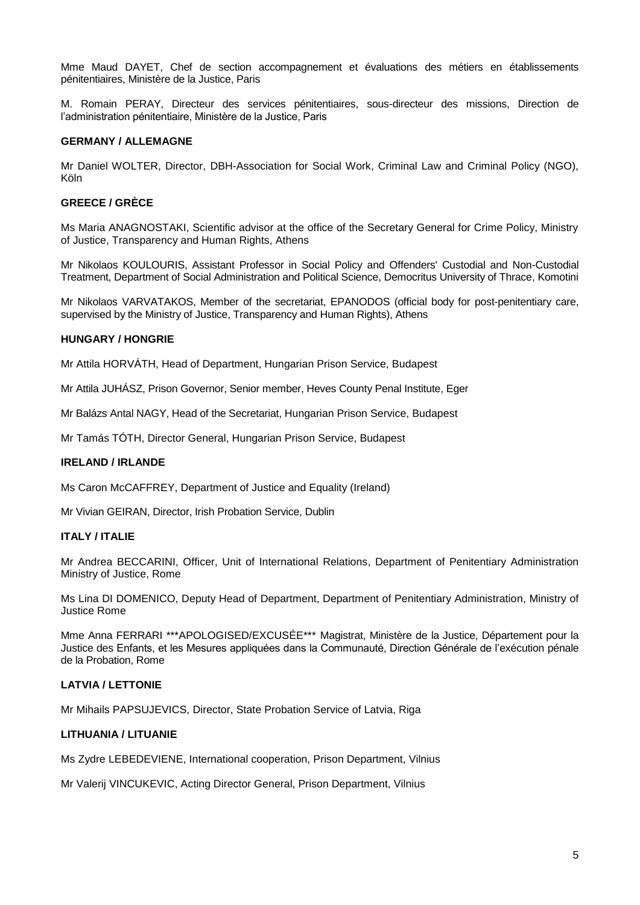Mme Maud DAYET, Chef de section accompagnement et évaluations des métiers en établissements pénitentiaires, Ministère de la Justice, Paris

M. Romain PERAY, Directeur des services pénitentiaires, sous-directeur des missions, Direction de l'administration pénitentiaire, Ministère de la Justice, Paris

**GERMANY / ALLEMAGNE**

Mr Daniel WOLTER, Director, DBH-Association for Social Work, Criminal Law and Criminal Policy (NGO), Köln

**GREECE / GRÈCE**

Ms Maria ANAGNOSTAKI, Scientific advisor at the office of the Secretary General for Crime Policy, Ministry of Justice, Transparency and Human Rights, Athens

Mr Nikolaos KOULOURIS, Assistant Professor in Social Policy and Offenders' Custodial and Non-Custodial Treatment, Department of Social Administration and Political Science, Democritus University of Thrace, Komotini

Mr Nikolaos VARVATAKOS, Member of the secretariat, EPANODOS (official body for post-penitentiary care, supervised by the Ministry of Justice, Transparency and Human Rights), Athens

**HUNGARY / HONGRIE**

Mr Attila HORVÁTH, Head of Department, Hungarian Prison Service, Budapest

Mr Attila JUHÁSZ, Prison Governor, Senior member, Heves County Penal Institute, Eger

Mr Balázs Antal NAGY, Head of the Secretariat, Hungarian Prison Service, Budapest

Mr Tamás TÓTH, Director General, Hungarian Prison Service, Budapest

**IRELAND / IRLANDE**

Ms Caron McCAFFREY, Department of Justice and Equality (Ireland)

Mr Vivian GEIRAN, Director, Irish Probation Service, Dublin

**ITALY / ITALIE**

Mr Andrea BECCARINI, Officer, Unit of International Relations, Department of Penitentiary Administration Ministry of Justice, Rome

Ms Lina DI DOMENICO, Deputy Head of Department, Department of Penitentiary Administration, Ministry of Justice Rome

Mme Anna FERRARI ***APOLOGISED/EXCUSÉE*** Magistrat, Ministère de la Justice, Département pour la Justice des Enfants, et les Mesures appliquées dans la Communauté, Direction Générale de l'exécution pénale de la Probation, Rome

**LATVIA / LETTONIE**

Mr Mihails PAPSUJEVICS, Director, State Probation Service of Latvia, Riga

**LITHUANIA / LITUANIE**

Ms Zydre LEBEDEVIENE, International cooperation, Prison Department, Vilnius

Mr Valerij VINCUKEVIC, Acting Director General, Prison Department, Vilnius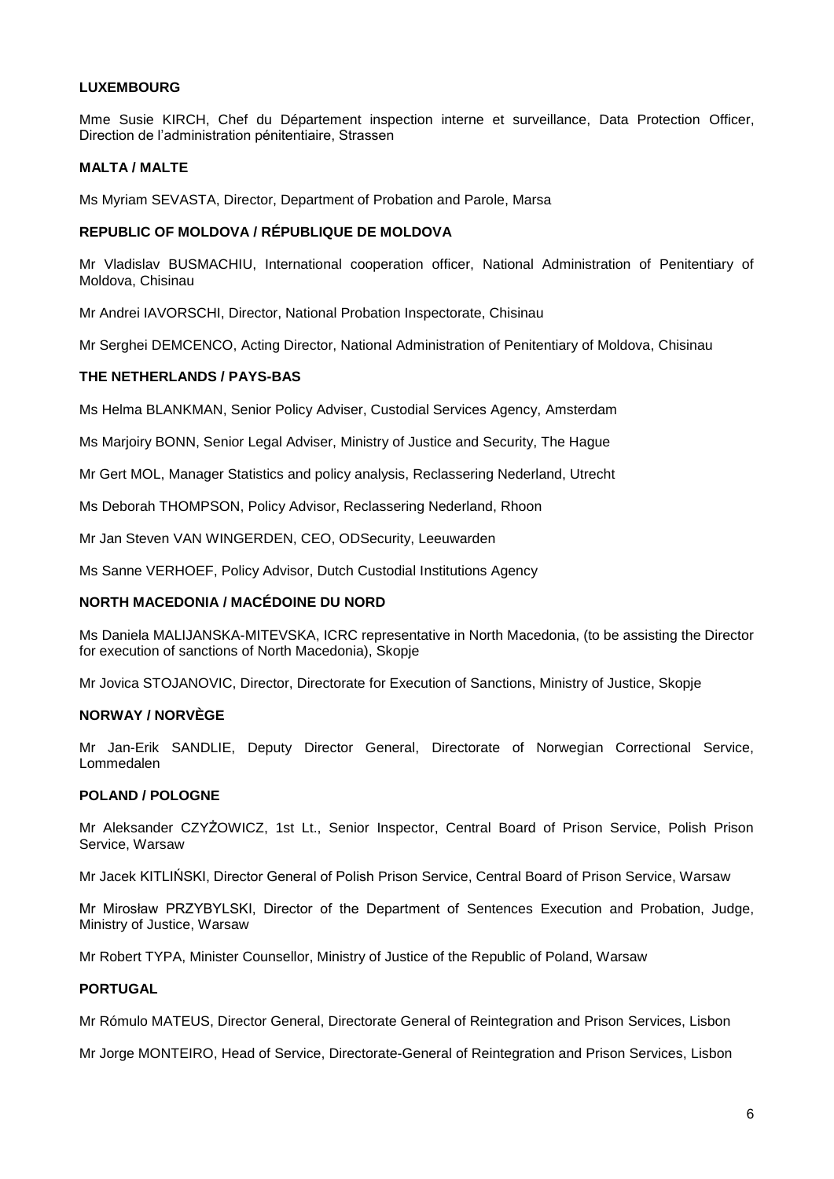**LUXEMBOURG**

Mme Susie KIRCH, Chef du Département inspection interne et surveillance, Data Protection Officer, Direction de l'administration pénitentiaire, Strassen

**MALTA / MALTE**

Ms Myriam SEVASTA, Director, Department of Probation and Parole, Marsa

**REPUBLIC OF MOLDOVA / RÉPUBLIQUE DE MOLDOVA**

Mr Vladislav BUSMACHIU, International cooperation officer, National Administration of Penitentiary of Moldova, Chisinau

Mr Andrei IAVORSCHI, Director, National Probation Inspectorate, Chisinau

Mr Serghei DEMCENCO, Acting Director, National Administration of Penitentiary of Moldova, Chisinau

**THE NETHERLANDS / PAYS-BAS**

Ms Helma BLANKMAN, Senior Policy Adviser, Custodial Services Agency, Amsterdam

Ms Marjoiry BONN, Senior Legal Adviser, Ministry of Justice and Security, The Hague

Mr Gert MOL, Manager Statistics and policy analysis, Reclassering Nederland, Utrecht

Ms Deborah THOMPSON, Policy Advisor, Reclassering Nederland, Rhoon

Mr Jan Steven VAN WINGERDEN, CEO, ODSecurity, Leeuwarden

Ms Sanne VERHOEF, Policy Advisor, Dutch Custodial Institutions Agency

**NORTH MACEDONIA / MACÉDOINE DU NORD**

Ms Daniela MALIJANSKA-MITEVSKA, ICRC representative in North Macedonia, (to be assisting the Director for execution of sanctions of North Macedonia), Skopje

Mr Jovica STOJANOVIC, Director, Directorate for Execution of Sanctions, Ministry of Justice, Skopje

**NORWAY / NORVÈGE**

Mr Jan-Erik SANDLIE, Deputy Director General, Directorate of Norwegian Correctional Service, Lommedalen

**POLAND / POLOGNE**

Mr Aleksander CZYŻOWICZ, 1st Lt., Senior Inspector, Central Board of Prison Service, Polish Prison Service, Warsaw

Mr Jacek KITLIŃSKI, Director General of Polish Prison Service, Central Board of Prison Service, Warsaw

Mr Mirosław PRZYBYLSKI, Director of the Department of Sentences Execution and Probation, Judge, Ministry of Justice, Warsaw

Mr Robert TYPA, Minister Counsellor, Ministry of Justice of the Republic of Poland, Warsaw

**PORTUGAL**

Mr Rómulo MATEUS, Director General, Directorate General of Reintegration and Prison Services, Lisbon

Mr Jorge MONTEIRO, Head of Service, Directorate-General of Reintegration and Prison Services, Lisbon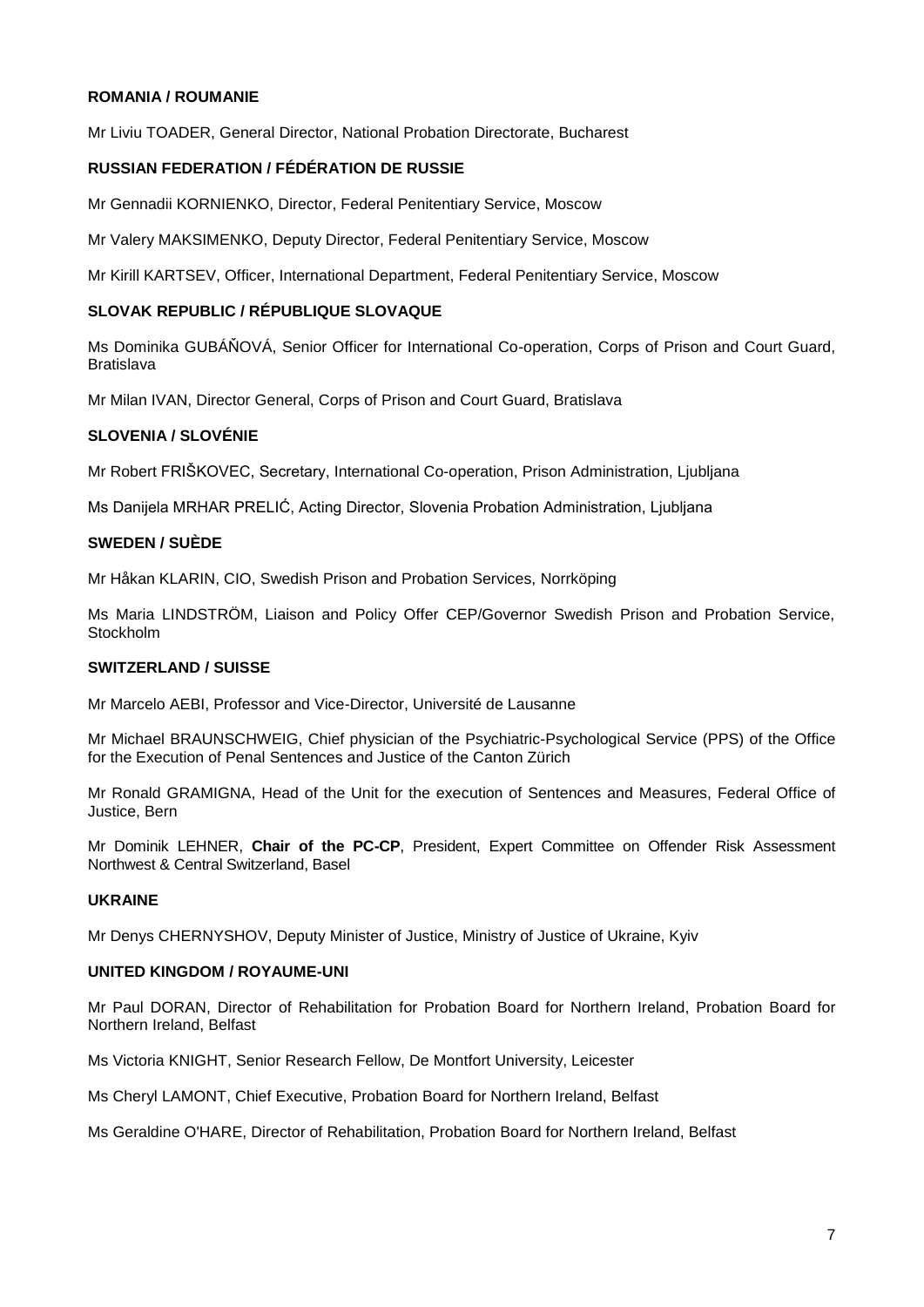**ROMANIA / ROUMANIE**

Mr Liviu TOADER, General Director, National Probation Directorate, Bucharest

**RUSSIAN FEDERATION / FÉDÉRATION DE RUSSIE**

Mr Gennadii KORNIENKO, Director, Federal Penitentiary Service, Moscow

Mr Valery MAKSIMENKO, Deputy Director, Federal Penitentiary Service, Moscow

Mr Kirill KARTSEV, Officer, International Department, Federal Penitentiary Service, Moscow

**SLOVAK REPUBLIC / RÉPUBLIQUE SLOVAQUE**

Ms Dominika GUBÁŇOVÁ, Senior Officer for International Co-operation, Corps of Prison and Court Guard, Bratislava

Mr Milan IVAN, Director General, Corps of Prison and Court Guard, Bratislava

**SLOVENIA / SLOVÉNIE**

Mr Robert FRIŠKOVEC, Secretary, International Co-operation, Prison Administration, Ljubljana

Ms Danijela MRHAR PRELIĆ, Acting Director, Slovenia Probation Administration, Ljubljana

**SWEDEN / SUÈDE**

Mr Håkan KLARIN, CIO, Swedish Prison and Probation Services, Norrköping

Ms Maria LINDSTRÖM, Liaison and Policy Offer CEP/Governor Swedish Prison and Probation Service, Stockholm

**SWITZERLAND / SUISSE**

Mr Marcelo AEBI, Professor and Vice-Director, Université de Lausanne

Mr Michael BRAUNSCHWEIG, Chief physician of the Psychiatric-Psychological Service (PPS) of the Office for the Execution of Penal Sentences and Justice of the Canton Zürich

Mr Ronald GRAMIGNA, Head of the Unit for the execution of Sentences and Measures, Federal Office of Justice, Bern

Mr Dominik LEHNER, **Chair of the PC-CP**, President, Expert Committee on Offender Risk Assessment Northwest & Central Switzerland, Basel

**UKRAINE**

Mr Denys CHERNYSHOV, Deputy Minister of Justice, Ministry of Justice of Ukraine, Kyiv

**UNITED KINGDOM / ROYAUME-UNI**

Mr Paul DORAN, Director of Rehabilitation for Probation Board for Northern Ireland, Probation Board for Northern Ireland, Belfast

Ms Victoria KNIGHT, Senior Research Fellow, De Montfort University, Leicester

Ms Cheryl LAMONT, Chief Executive, Probation Board for Northern Ireland, Belfast

Ms Geraldine O'HARE, Director of Rehabilitation, Probation Board for Northern Ireland, Belfast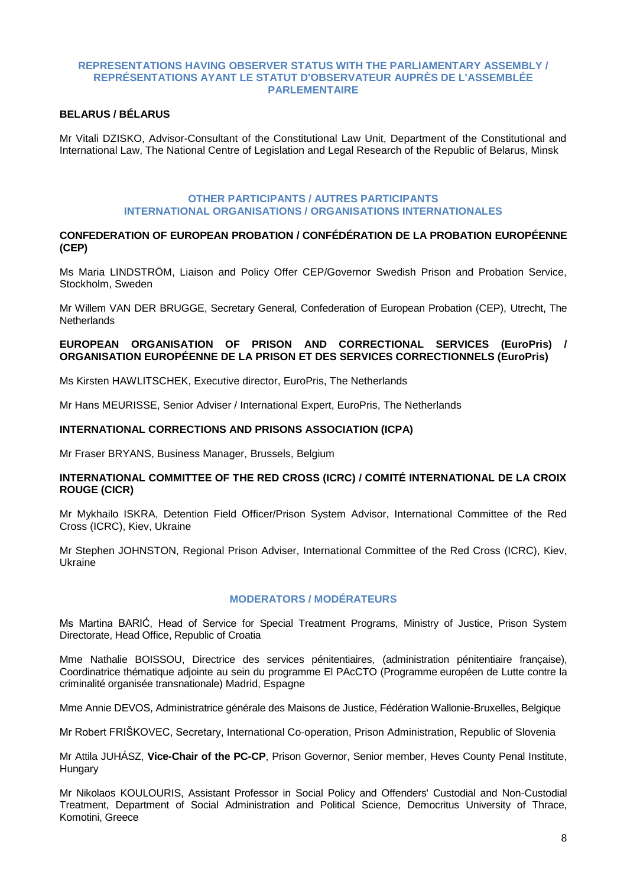## REPRESENTATIONS HAVING OBSERVER STATUS WITH THE PARLIAMENTARY ASSEMBLY / REPRÉSENTATIONS AYANT LE STATUT D'OBSERVATEUR AUPRÈS DE L'ASSEMBLÉE PARLEMENTAIRE

### BELARUS / BÉLARUS

Mr Vitali DZISKO, Advisor-Consultant of the Constitutional Law Unit, Department of the Constitutional and International Law, The National Centre of Legislation and Legal Research of the Republic of Belarus, Minsk

## OTHER PARTICIPANTS / AUTRES PARTICIPANTS
## INTERNATIONAL ORGANISATIONS / ORGANISATIONS INTERNATIONALES

### CONFEDERATION OF EUROPEAN PROBATION / CONFÉDÉRATION DE LA PROBATION EUROPÉENNE (CEP)

Ms Maria LINDSTRÖM, Liaison and Policy Offer CEP/Governor Swedish Prison and Probation Service, Stockholm, Sweden

Mr Willem VAN DER BRUGGE, Secretary General, Confederation of European Probation (CEP), Utrecht, The Netherlands

### EUROPEAN ORGANISATION OF PRISON AND CORRECTIONAL SERVICES (EuroPris) / ORGANISATION EUROPÉENNE DE LA PRISON ET DES SERVICES CORRECTIONNELS (EuroPris)

Ms Kirsten HAWLITSCHEK, Executive director, EuroPris, The Netherlands

Mr Hans MEURISSE, Senior Adviser / International Expert, EuroPris, The Netherlands

### INTERNATIONAL CORRECTIONS AND PRISONS ASSOCIATION (ICPA)

Mr Fraser BRYANS, Business Manager, Brussels, Belgium

### INTERNATIONAL COMMITTEE OF THE RED CROSS (ICRC) / COMITÉ INTERNATIONAL DE LA CROIX ROUGE (CICR)

Mr Mykhailo ISKRA, Detention Field Officer/Prison System Advisor, International Committee of the Red Cross (ICRC), Kiev, Ukraine

Mr Stephen JOHNSTON, Regional Prison Adviser, International Committee of the Red Cross (ICRC), Kiev, Ukraine

## MODERATORS / MODÉRATEURS

Ms Martina BARIĆ, Head of Service for Special Treatment Programs, Ministry of Justice, Prison System Directorate, Head Office, Republic of Croatia

Mme Nathalie BOISSOU, Directrice des services pénitentiaires, (administration pénitentiaire française), Coordinatrice thématique adjointe au sein du programme El PAcCTO (Programme européen de Lutte contre la criminalité organisée transnationale) Madrid, Espagne

Mme Annie DEVOS, Administratrice générale des Maisons de Justice, Fédération Wallonie-Bruxelles, Belgique

Mr Robert FRIŠKOVEC, Secretary, International Co-operation, Prison Administration, Republic of Slovenia

Mr Attila JUHÁSZ, **Vice-Chair of the PC-CP**, Prison Governor, Senior member, Heves County Penal Institute, Hungary

Mr Nikolaos KOULOURIS, Assistant Professor in Social Policy and Offenders' Custodial and Non-Custodial Treatment, Department of Social Administration and Political Science, Democritus University of Thrace, Komotini, Greece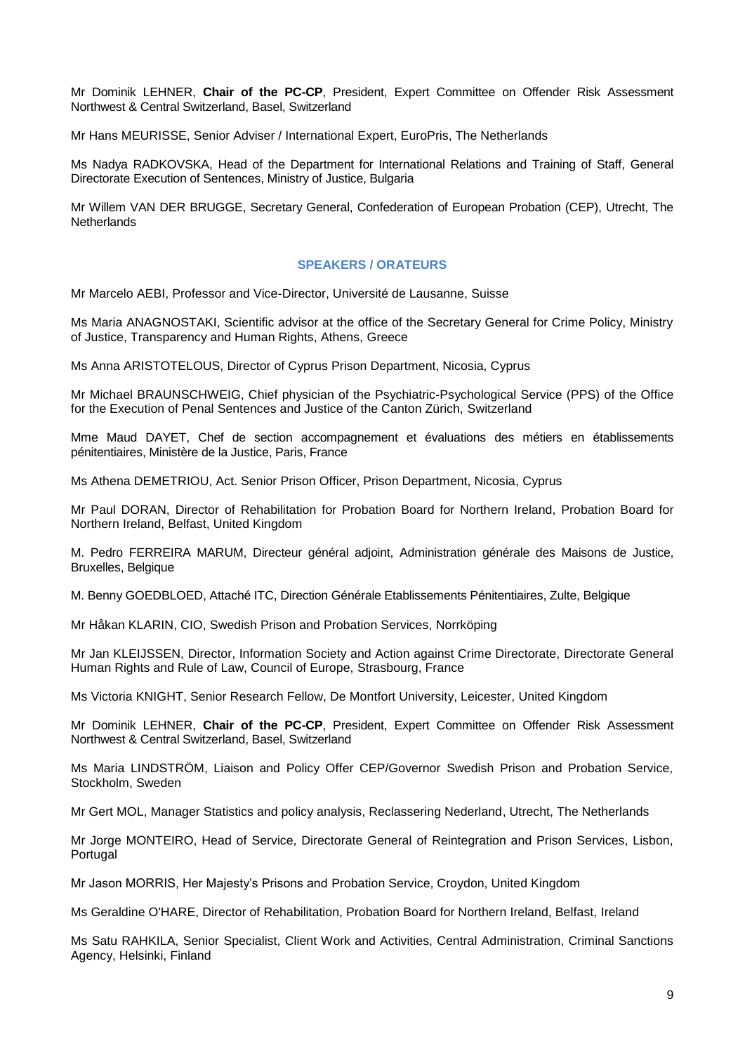Mr Dominik LEHNER, **Chair of the PC-CP**, President, Expert Committee on Offender Risk Assessment Northwest & Central Switzerland, Basel, Switzerland

Mr Hans MEURISSE, Senior Adviser / International Expert, EuroPris, The Netherlands

Ms Nadya RADKOVSKA, Head of the Department for International Relations and Training of Staff, General Directorate Execution of Sentences, Ministry of Justice, Bulgaria

Mr Willem VAN DER BRUGGE, Secretary General, Confederation of European Probation (CEP), Utrecht, The Netherlands

## SPEAKERS / ORATEURS

Mr Marcelo AEBI, Professor and Vice-Director, Université de Lausanne, Suisse

Ms Maria ANAGNOSTAKI, Scientific advisor at the office of the Secretary General for Crime Policy, Ministry of Justice, Transparency and Human Rights, Athens, Greece

Ms Anna ARISTOTELOUS, Director of Cyprus Prison Department, Nicosia, Cyprus

Mr Michael BRAUNSCHWEIG, Chief physician of the Psychiatric-Psychological Service (PPS) of the Office for the Execution of Penal Sentences and Justice of the Canton Zürich, Switzerland

Mme Maud DAYET, Chef de section accompagnement et évaluations des métiers en établissements pénitentiaires, Ministère de la Justice, Paris, France

Ms Athena DEMETRIOU, Act. Senior Prison Officer, Prison Department, Nicosia, Cyprus

Mr Paul DORAN, Director of Rehabilitation for Probation Board for Northern Ireland, Probation Board for Northern Ireland, Belfast, United Kingdom

M. Pedro FERREIRA MARUM, Directeur général adjoint, Administration générale des Maisons de Justice, Bruxelles, Belgique

M. Benny GOEDBLOED, Attaché ITC, Direction Générale Etablissements Pénitentiaires, Zulte, Belgique

Mr Håkan KLARIN, CIO, Swedish Prison and Probation Services, Norrköping

Mr Jan KLEIJSSEN, Director, Information Society and Action against Crime Directorate, Directorate General Human Rights and Rule of Law, Council of Europe, Strasbourg, France

Ms Victoria KNIGHT, Senior Research Fellow, De Montfort University, Leicester, United Kingdom

Mr Dominik LEHNER, **Chair of the PC-CP**, President, Expert Committee on Offender Risk Assessment Northwest & Central Switzerland, Basel, Switzerland

Ms Maria LINDSTRÖM, Liaison and Policy Offer CEP/Governor Swedish Prison and Probation Service, Stockholm, Sweden

Mr Gert MOL, Manager Statistics and policy analysis, Reclassering Nederland, Utrecht, The Netherlands

Mr Jorge MONTEIRO, Head of Service, Directorate General of Reintegration and Prison Services, Lisbon, Portugal

Mr Jason MORRIS, Her Majesty's Prisons and Probation Service, Croydon, United Kingdom

Ms Geraldine O'HARE, Director of Rehabilitation, Probation Board for Northern Ireland, Belfast, Ireland

Ms Satu RAHKILA, Senior Specialist, Client Work and Activities, Central Administration, Criminal Sanctions Agency, Helsinki, Finland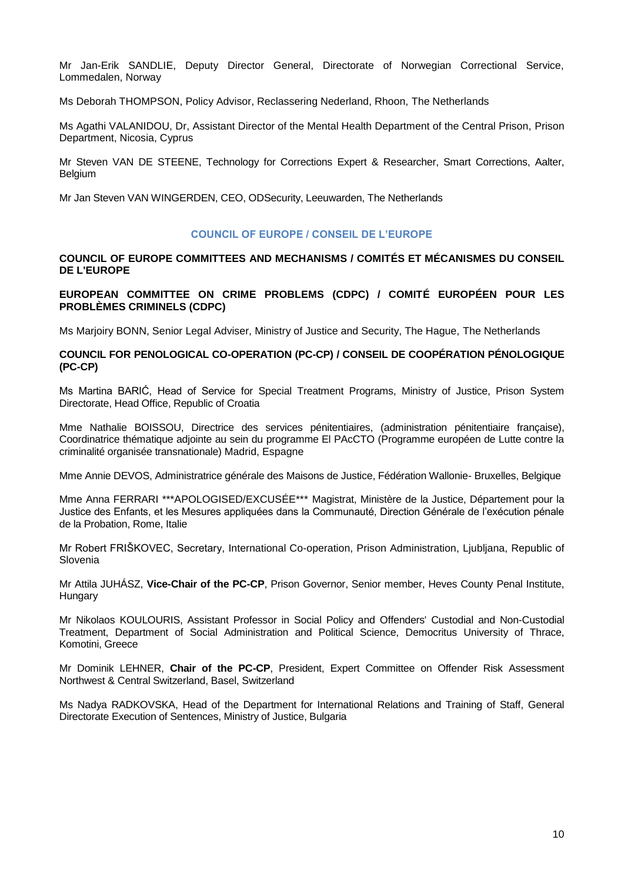Mr Jan-Erik SANDLIE, Deputy Director General, Directorate of Norwegian Correctional Service, Lommedalen, Norway

Ms Deborah THOMPSON, Policy Advisor, Reclassering Nederland, Rhoon, The Netherlands

Ms Agathi VALANIDOU, Dr, Assistant Director of the Mental Health Department of the Central Prison, Prison Department, Nicosia, Cyprus

Mr Steven VAN DE STEENE, Technology for Corrections Expert & Researcher, Smart Corrections, Aalter, Belgium

Mr Jan Steven VAN WINGERDEN, CEO, ODSecurity, Leeuwarden, The Netherlands

## COUNCIL OF EUROPE / CONSEIL DE L'EUROPE

### COUNCIL OF EUROPE COMMITTEES AND MECHANISMS / COMITÉS ET MÉCANISMES DU CONSEIL DE L'EUROPE

### EUROPEAN COMMITTEE ON CRIME PROBLEMS (CDPC) / COMITÉ EUROPÉEN POUR LES PROBLÈMES CRIMINELS (CDPC)

Ms Marjoiry BONN, Senior Legal Adviser, Ministry of Justice and Security, The Hague, The Netherlands

### COUNCIL FOR PENOLOGICAL CO-OPERATION (PC-CP) / CONSEIL DE COOPÉRATION PÉNOLOGIQUE (PC-CP)

Ms Martina BARIĆ, Head of Service for Special Treatment Programs, Ministry of Justice, Prison System Directorate, Head Office, Republic of Croatia

Mme Nathalie BOISSOU, Directrice des services pénitentiaires, (administration pénitentiaire française), Coordinatrice thématique adjointe au sein du programme El PAcCTO (Programme européen de Lutte contre la criminalité organisée transnationale) Madrid, Espagne

Mme Annie DEVOS, Administratrice générale des Maisons de Justice, Fédération Wallonie- Bruxelles, Belgique

Mme Anna FERRARI ***APOLOGISED/EXCUSÉE*** Magistrat, Ministère de la Justice, Département pour la Justice des Enfants, et les Mesures appliquées dans la Communauté, Direction Générale de l'exécution pénale de la Probation, Rome, Italie

Mr Robert FRIŠKOVEC, Secretary, International Co-operation, Prison Administration, Ljubljana, Republic of Slovenia

Mr Attila JUHÁSZ, **Vice-Chair of the PC-CP**, Prison Governor, Senior member, Heves County Penal Institute, Hungary

Mr Nikolaos KOULOURIS, Assistant Professor in Social Policy and Offenders' Custodial and Non-Custodial Treatment, Department of Social Administration and Political Science, Democritus University of Thrace, Komotini, Greece

Mr Dominik LEHNER, **Chair of the PC-CP**, President, Expert Committee on Offender Risk Assessment Northwest & Central Switzerland, Basel, Switzerland

Ms Nadya RADKOVSKA, Head of the Department for International Relations and Training of Staff, General Directorate Execution of Sentences, Ministry of Justice, Bulgaria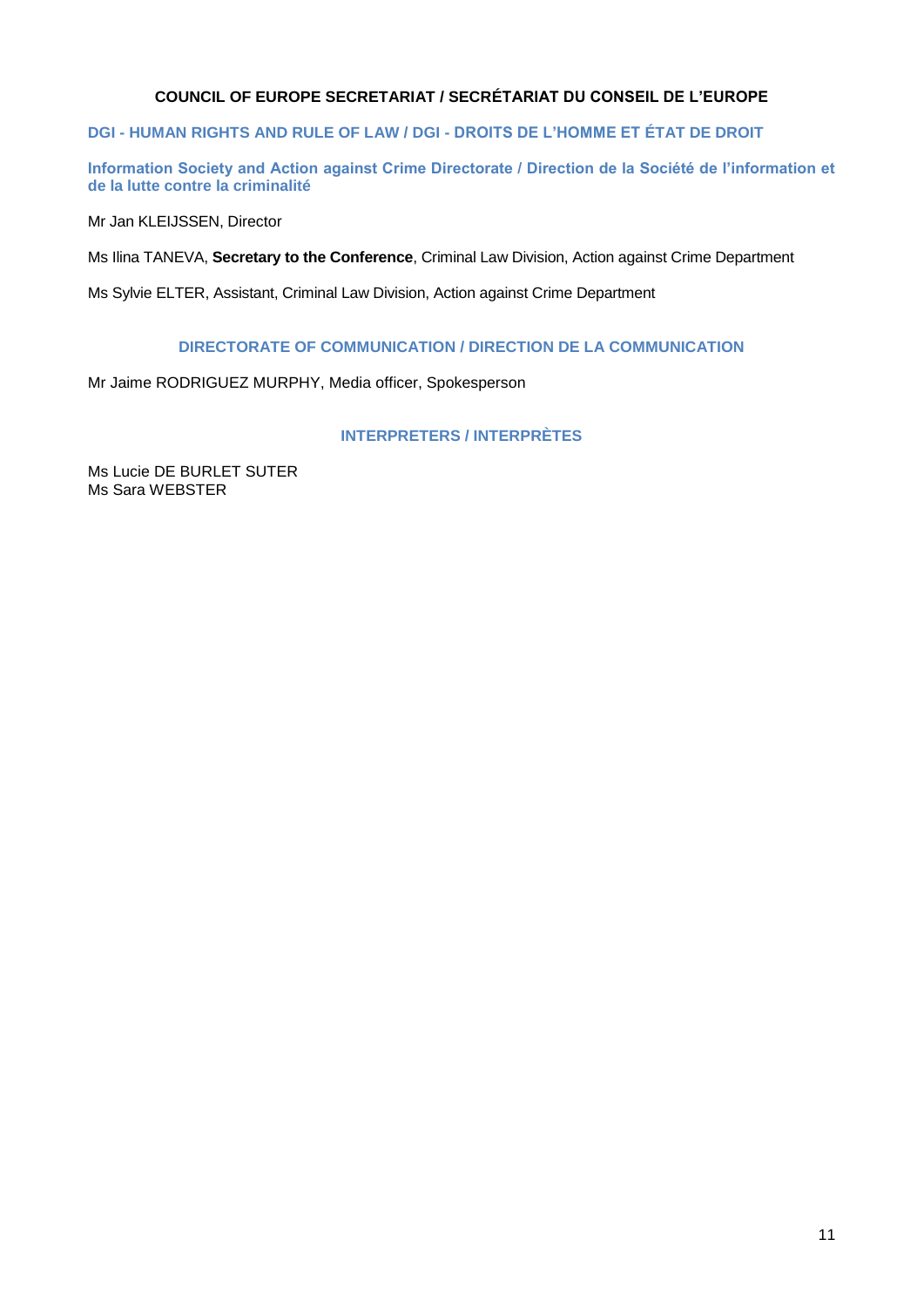### COUNCIL OF EUROPE SECRETARIAT / SECRÉTARIAT DU CONSEIL DE L'EUROPE

#### DGI - HUMAN RIGHTS AND RULE OF LAW / DGI - DROITS DE L'HOMME ET ÉTAT DE DROIT

**Information Society and Action against Crime Directorate / Direction de la Société de l'information et de la lutte contre la criminalité**

Mr Jan KLEIJSSEN, Director

Ms Ilina TANEVA, **Secretary to the Conference**, Criminal Law Division, Action against Crime Department

Ms Sylvie ELTER, Assistant, Criminal Law Division, Action against Crime Department

#### DIRECTORATE OF COMMUNICATION / DIRECTION DE LA COMMUNICATION

Mr Jaime RODRIGUEZ MURPHY, Media officer, Spokesperson

#### INTERPRETERS / INTERPRÈTES

Ms Lucie DE BURLET SUTER
Ms Sara WEBSTER